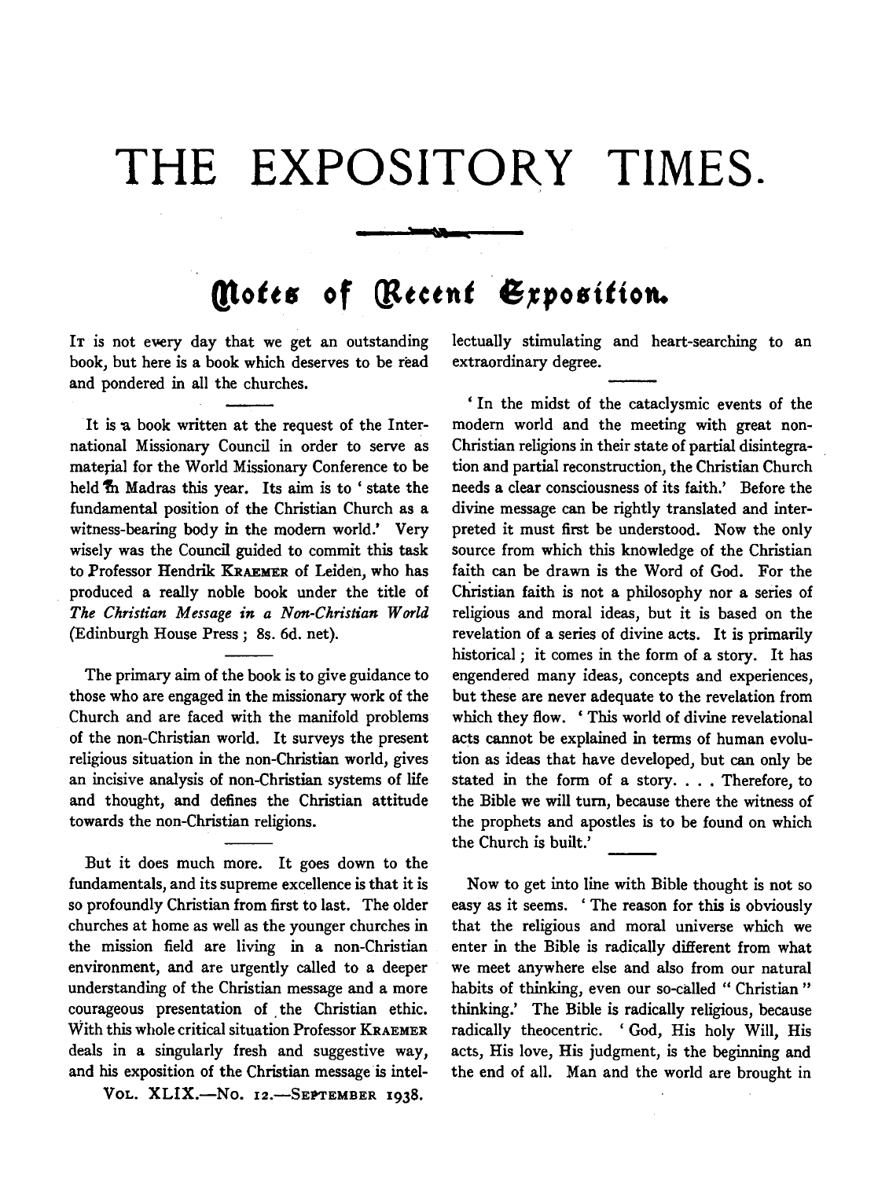# THE EXPOSITORY TIMES.

## Notes of Recent Exposition.

It is not every day that we get an outstanding book, but here is a book which deserves to be read and pondered in all the churches.

It is a book written at the request of the International Missionary Council in order to serve as material for the World Missionary Conference to be held in Madras this year. Its aim is to 'state the fundamental position of the Christian Church as a witness-bearing body in the modern world.' Very wisely was the Council guided to commit this task to Professor Hendrik KRAEMER of Leiden, who has produced a really noble book under the title of *The Christian Message in a Non-Christian World* (Edinburgh House Press; 8s. 6d. net).

The primary aim of the book is to give guidance to those who are engaged in the missionary work of the Church and are faced with the manifold problems of the non-Christian world. It surveys the present religious situation in the non-Christian world, gives an incisive analysis of non-Christian systems of life and thought, and defines the Christian attitude towards the non-Christian religions.

But it does much more. It goes down to the fundamentals, and its supreme excellence is that it is so profoundly Christian from first to last. The older churches at home as well as the younger churches in the mission field are living in a non-Christian environment, and are urgently called to a deeper understanding of the Christian message and a more courageous presentation of the Christian ethic. With this whole critical situation Professor KRAEMER deals in a singularly fresh and suggestive way, and his exposition of the Christian message is intellectually stimulating and heart-searching to an extraordinary degree.

'In the midst of the cataclysmic events of the modern world and the meeting with great non-Christian religions in their state of partial disintegration and partial reconstruction, the Christian Church needs a clear consciousness of its faith.' Before the divine message can be rightly translated and interpreted it must first be understood. Now the only source from which this knowledge of the Christian faith can be drawn is the Word of God. For the Christian faith is not a philosophy nor a series of religious and moral ideas, but it is based on the revelation of a series of divine acts. It is primarily historical; it comes in the form of a story. It has engendered many ideas, concepts and experiences, but these are never adequate to the revelation from which they flow. 'This world of divine revelational acts cannot be explained in terms of human evolution as ideas that have developed, but can only be stated in the form of a story. . . . Therefore, to the Bible we will turn, because there the witness of the prophets and apostles is to be found on which the Church is built.'

Now to get into line with Bible thought is not so easy as it seems. 'The reason for this is obviously that the religious and moral universe which we enter in the Bible is radically different from what we meet anywhere else and also from our natural habits of thinking, even our so-called "Christian" thinking.' The Bible is radically religious, because radically theocentric. 'God, His holy Will, His acts, His love, His judgment, is the beginning and the end of all. Man and the world are brought in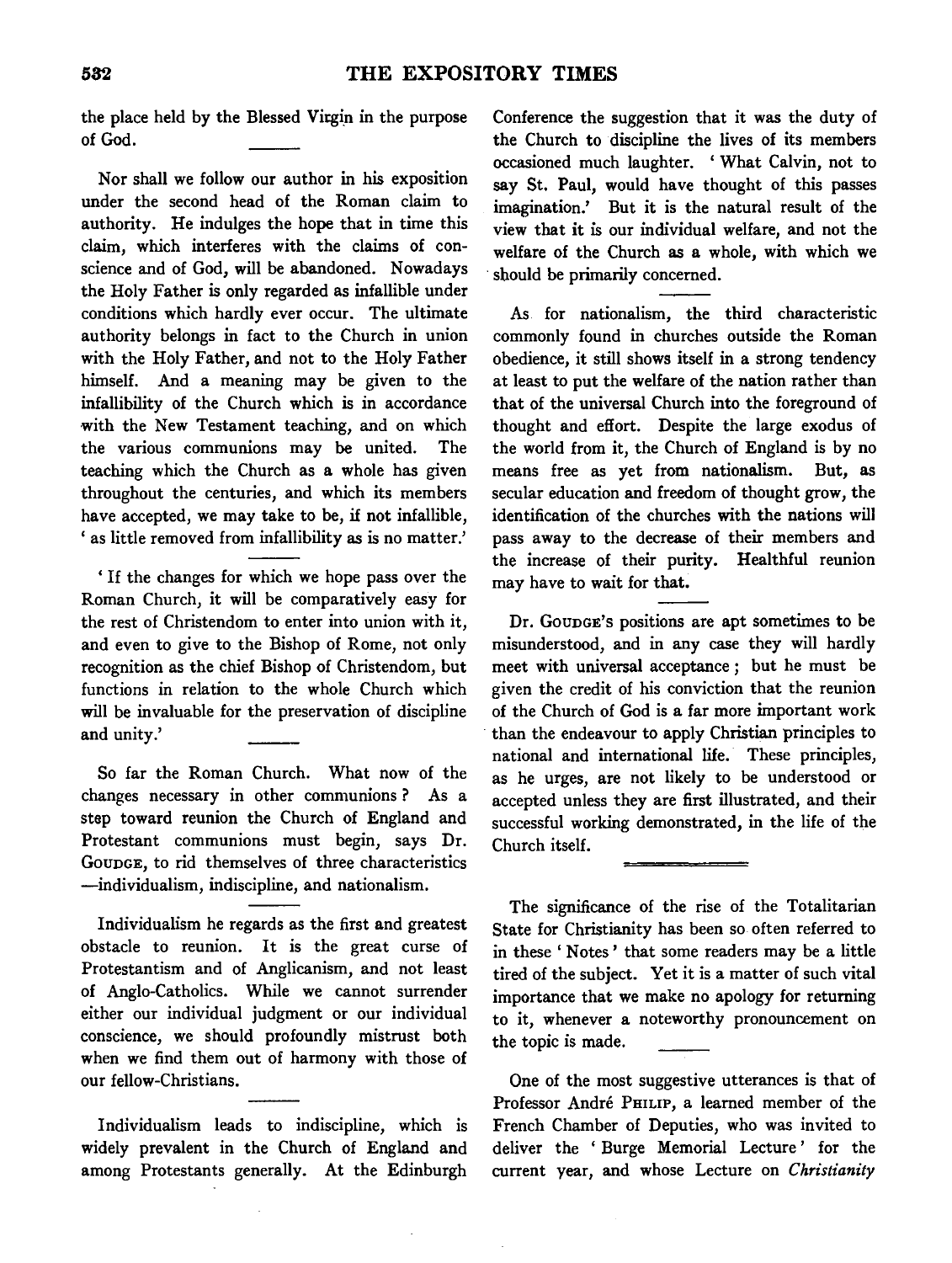the place held by the Blessed Virgin in the purpose of God.

Nor shall we follow our author in his exposition under the second head of the Roman claim to authority. He indulges the hope that in time this claim, which interferes with the claims of conscience and of God, will be abandoned. Nowadays the Holy Father is only regarded as infallible under conditions which hardly ever occur. The ultimate authority belongs in fact to the Church in union with the Holy Father, and not to the Holy Father himself. And a meaning may be given to the infallibility of the Church which is in accordance with the New Testament teaching, and on which the various communions may be united. The teaching which the Church as a whole has given throughout the centuries, and which its members have accepted, we may take to be, if not infallible, 'as little removed from infallibility as is no matter.'

'If the changes for which we hope pass over the Roman Church, it will be comparatively easy for the rest of Christendom to enter into union with it, and even to give to the Bishop of Rome, not only recognition as the chief Bishop of Christendom, but functions in relation to the whole Church which will be invaluable for the preservation of discipline and unity.'

So far the Roman Church. What now of the changes necessary in other communions? As a step toward reunion the Church of England and Protestant communions must begin, says Dr. Goudge, to rid themselves of three characteristics—individualism, indiscipline, and nationalism.

Individualism he regards as the first and greatest obstacle to reunion. It is the great curse of Protestantism and of Anglicanism, and not least of Anglo-Catholics. While we cannot surrender either our individual judgment or our individual conscience, we should profoundly mistrust both when we find them out of harmony with those of our fellow-Christians.

Individualism leads to indiscipline, which is widely prevalent in the Church of England and among Protestants generally. At the Edinburgh Conference the suggestion that it was the duty of the Church to discipline the lives of its members occasioned much laughter. 'What Calvin, not to say St. Paul, would have thought of this passes imagination.' But it is the natural result of the view that it is our individual welfare, and not the welfare of the Church as a whole, with which we should be primarily concerned.

As for nationalism, the third characteristic commonly found in churches outside the Roman obedience, it still shows itself in a strong tendency at least to put the welfare of the nation rather than that of the universal Church into the foreground of thought and effort. Despite the large exodus of the world from it, the Church of England is by no means free as yet from nationalism. But, as secular education and freedom of thought grow, the identification of the churches with the nations will pass away to the decrease of their members and the increase of their purity. Healthful reunion may have to wait for that.

Dr. Goudge's positions are apt sometimes to be misunderstood, and in any case they will hardly meet with universal acceptance; but he must be given the credit of his conviction that the reunion of the Church of God is a far more important work than the endeavour to apply Christian principles to national and international life. These principles, as he urges, are not likely to be understood or accepted unless they are first illustrated, and their successful working demonstrated, in the life of the Church itself.

---

The significance of the rise of the Totalitarian State for Christianity has been so often referred to in these 'Notes' that some readers may be a little tired of the subject. Yet it is a matter of such vital importance that we make no apology for returning to it, whenever a noteworthy pronouncement on the topic is made.

One of the most suggestive utterances is that of Professor André Philip, a learned member of the French Chamber of Deputies, who was invited to deliver the 'Burge Memorial Lecture' for the current year, and whose Lecture on *Christianity*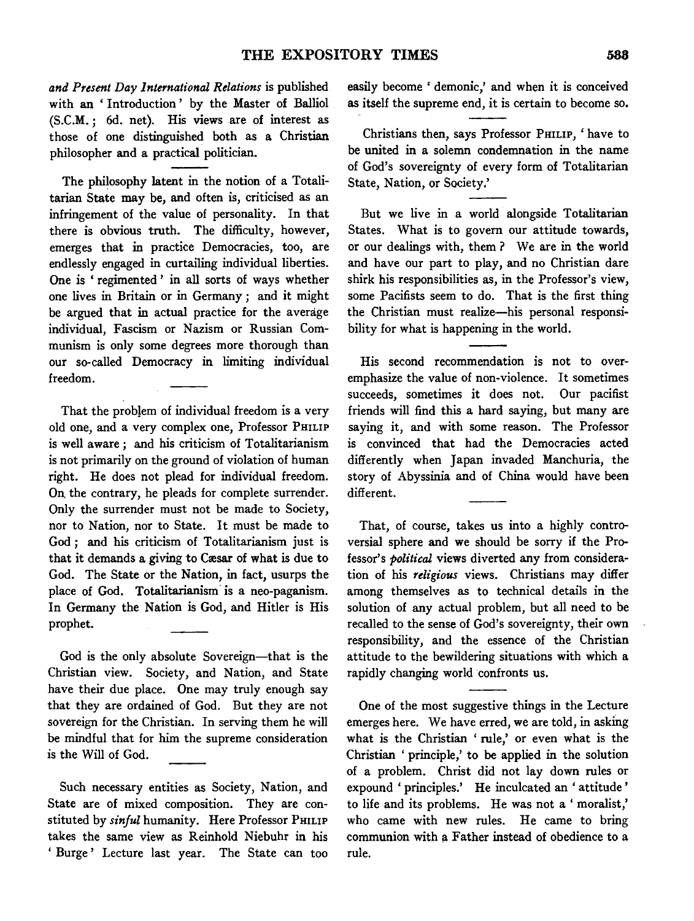*and Present Day International Relations* is published with an 'Introduction' by the Master of Balliol (S.C.M.; 6d. net). His views are of interest as those of one distinguished both as a Christian philosopher and a practical politician.

The philosophy latent in the notion of a Totalitarian State may be, and often is, criticised as an infringement of the value of personality. In that there is obvious truth. The difficulty, however, emerges that in practice Democracies, too, are endlessly engaged in curtailing individual liberties. One is 'regimented' in all sorts of ways whether one lives in Britain or in Germany; and it might be argued that in actual practice for the average individual, Fascism or Nazism or Russian Communism is only some degrees more thorough than our so-called Democracy in limiting individual freedom.

That the problem of individual freedom is a very old one, and a very complex one, Professor Philip is well aware; and his criticism of Totalitarianism is not primarily on the ground of violation of human right. He does not plead for individual freedom. On the contrary, he pleads for complete surrender. Only the surrender must not be made to Society, nor to Nation, nor to State. It must be made to God; and his criticism of Totalitarianism just is that it demands a giving to Cæsar of what is due to God. The State or the Nation, in fact, usurps the place of God. Totalitarianism is a neo-paganism. In Germany the Nation is God, and Hitler is His prophet.

God is the only absolute Sovereign—that is the Christian view. Society, and Nation, and State have their due place. One may truly enough say that they are ordained of God. But they are not sovereign for the Christian. In serving them he will be mindful that for him the supreme consideration is the Will of God.

Such necessary entities as Society, Nation, and State are of mixed composition. They are constituted by *sinful* humanity. Here Professor Philip takes the same view as Reinhold Niebuhr in his 'Burge' Lecture last year. The State can too easily become 'demonic,' and when it is conceived as itself the supreme end, it is certain to become so.

Christians then, says Professor Philip, 'have to be united in a solemn condemnation in the name of God's sovereignty of every form of Totalitarian State, Nation, or Society.'

But we live in a world alongside Totalitarian States. What is to govern our attitude towards, or our dealings with, them? We are in the world and have our part to play, and no Christian dare shirk his responsibilities as, in the Professor's view, some Pacifists seem to do. That is the first thing the Christian must realize—his personal responsibility for what is happening in the world.

His second recommendation is not to over-emphasize the value of non-violence. It sometimes succeeds, sometimes it does not. Our pacifist friends will find this a hard saying, but many are saying it, and with some reason. The Professor is convinced that had the Democracies acted differently when Japan invaded Manchuria, the story of Abyssinia and of China would have been different.

That, of course, takes us into a highly controversial sphere and we should be sorry if the Professor's *political* views diverted any from consideration of his *religious* views. Christians may differ among themselves as to technical details in the solution of any actual problem, but all need to be recalled to the sense of God's sovereignty, their own responsibility, and the essence of the Christian attitude to the bewildering situations with which a rapidly changing world confronts us.

One of the most suggestive things in the Lecture emerges here. We have erred, we are told, in asking what is the Christian 'rule,' or even what is the Christian 'principle,' to be applied in the solution of a problem. Christ did not lay down rules or expound 'principles.' He inculcated an 'attitude' to life and its problems. He was not a 'moralist,' who came with new rules. He came to bring communion with a Father instead of obedience to a rule.